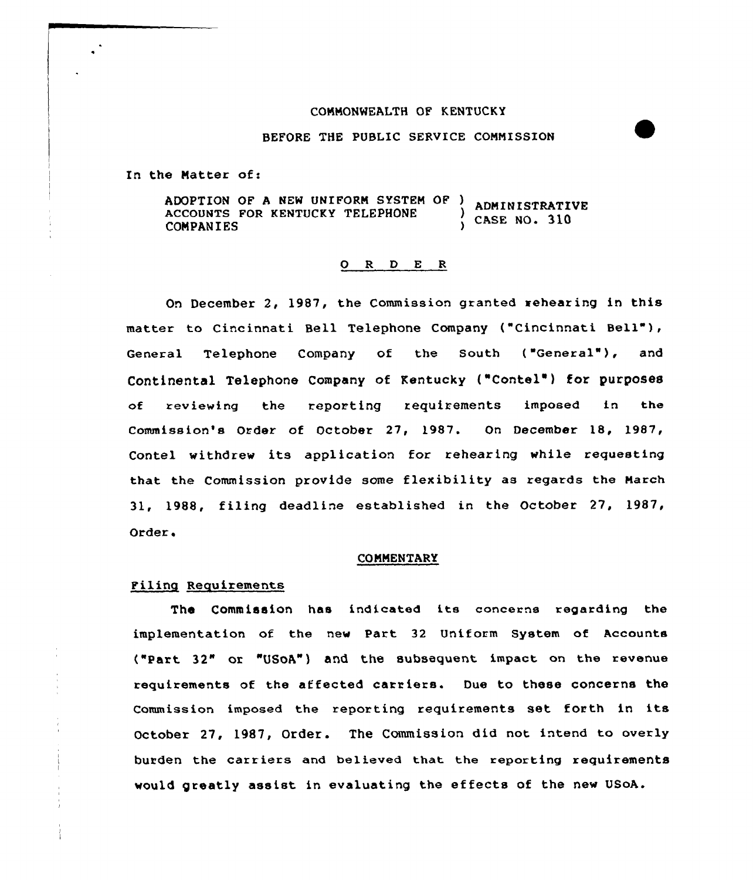COMMONWEALTH OF KENTUCKY

BEFORE THE PUBLIC SERVICE COMMISSION

In the Matter of:

ADOPTION OF A NEW UNIFORM SYSTEM OF ACCOUNTS FOR KENTUCKY TELEPHONE COMPANIES ) ADMINISTRATIVE CASE NO. 310

# O R D E R

On December 2, 1987, the Commission granted rehearing in this matter to Cincinnati Bell Telephone Company ("Cincinnati Bell"), General Telephone Company of the South ("General"), and Continental Telephone Company of Kentucky ("Contel") for purposes of reviewing the reporting requirements imposed in the Commission's Order of October 27, 1987. On December 18, 1987, Contel withdrew its application for rehearing while requesting that the Commission provide some flexibility as regards the March 31, 1988, filing deadline established in the October 27, 1987, Order.

## COMMENTARY

### Filing Requirements

The Commission has indicated its concerns regarding the implementation of the new Part 32 Uniform System of Accounts ("Part 32" or "USoA") and the subsequent impact on the revenue requirements of the affected carriers. Due to these concerns the Commission imposed the reporting requirements set forth in its October 27, 1987, Order. The Commission did not intend to overly burden the carriers and believed that the reporting requirements would greatly assist in evaluating the effects of the new USoA.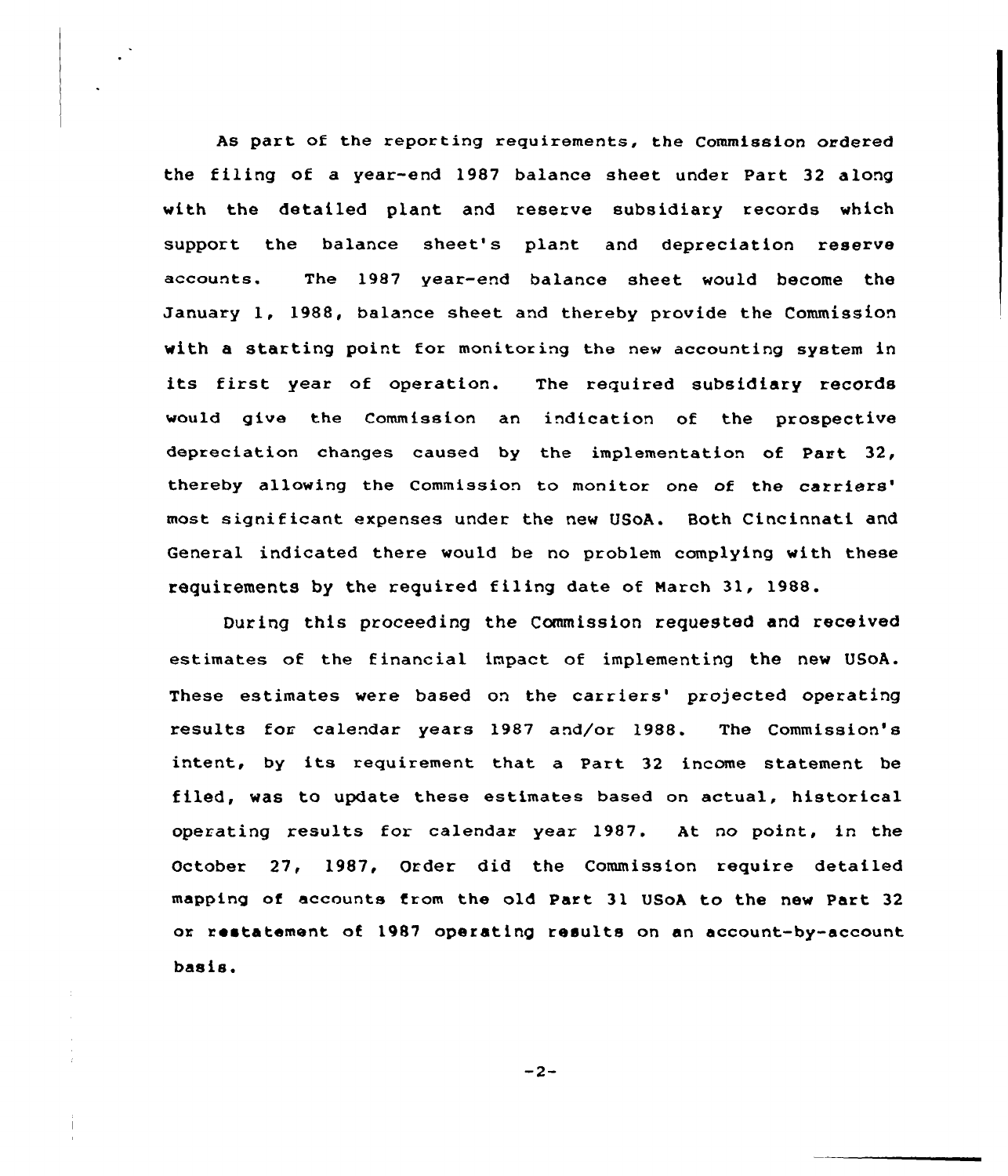As part of the reporting requirements, the Commission ordered the filing of a year-end 1987 balance sheet under Part 32 along with the detailed plant and reserve subsidiary records which support the balance sheet's plant and depreciation reserve accounts. The 1987 year-end balance sheet would become the January 1, 1988, balance sheet and thereby provide the Commission with a starting point for monitoring the new accounting system in its first year of operation. The required subsidiary records would give the Commission an indication of the prospective depreciation changes caused by the implementation of Part 32, thereby allowing the Commission to monitor one of the carriers' most significant expenses under the new USoA. Both Cincinnati and General indicated there would be no problem complying with these requirements by the required filing date of March 31, 1988.

During this proceeding the Commission requested and received estimates of the financial impact of implementing the new USoA. These estimates were based on the carriers' projected operating results for calendar years 1987 and/or 1988. The Commission's intent, by its requirement that a Part 32 income statement be filed, was to update these estimates based on actual, historical operating results for calendar year 1987. At no point, in the October 27, 1987, Order did the Commission require detailed mapping of accounts from the old Part 31 USoA to the new Part 32 or restatement of 1987 operating results on an account-by-account basis.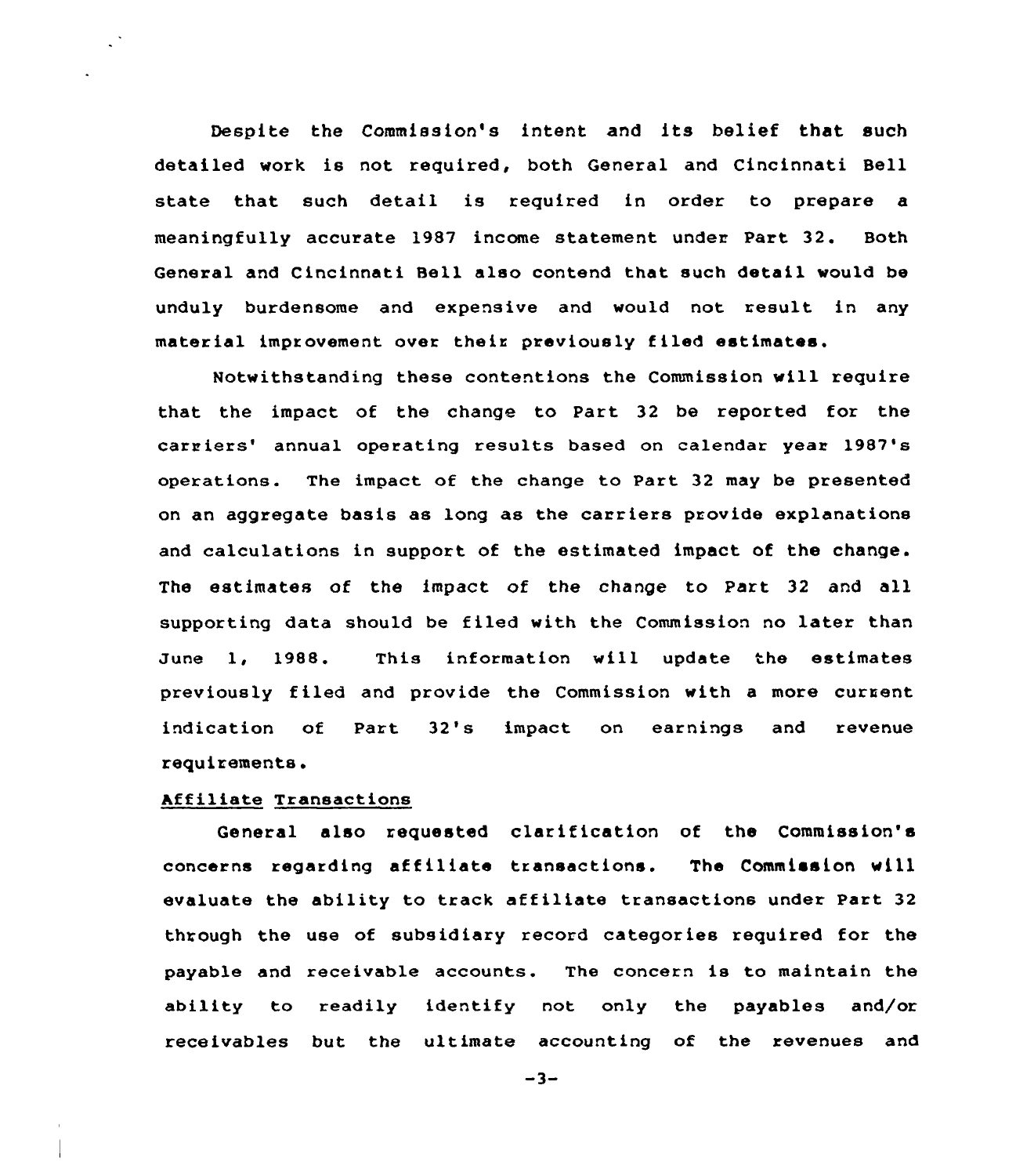Despite the Commission's intent and its belief that such detailed work is not required, both General and Cincinnati Bell state that such detail is required in order to prepare a meaningfully accurate 1987 income statement under Part 32. Both General and Cincinnati Bell also contend that such detail would be unduly burdensome and expensive and would not result in any material improvement over their previously filed estimates.

Notwithstanding these contentions the Commission will require that the impact of the change to Part 32 be reported for the carriers' annual operating results based on calendar year 1987's operations. The impact of the change to Part 32 may be presented on an aggregate basis as long as the carriers provide explanations and calculations in support of the estimated impact of the change. The estimates of the impact of the change to Part 32 and all supporting data should be filed with the Commission no later than June 1, 1988. This information will update the estimates previously filed and provide the Commission with a more current indication of Part 32's impact on earnings and revenue requirements.

<u>Affiliate Transactions</u>

General also requested clarification of the Commission's concerns regarding affiliate transactions. The Commission will evaluate the ability to track affiliate transactions under Part 32 through the use of subsidiary record categories required for the payable and receivable accounts. The concern is to maintain the ability to readily identify not only the payables and/or receivables but the ultimate accounting of the revenues and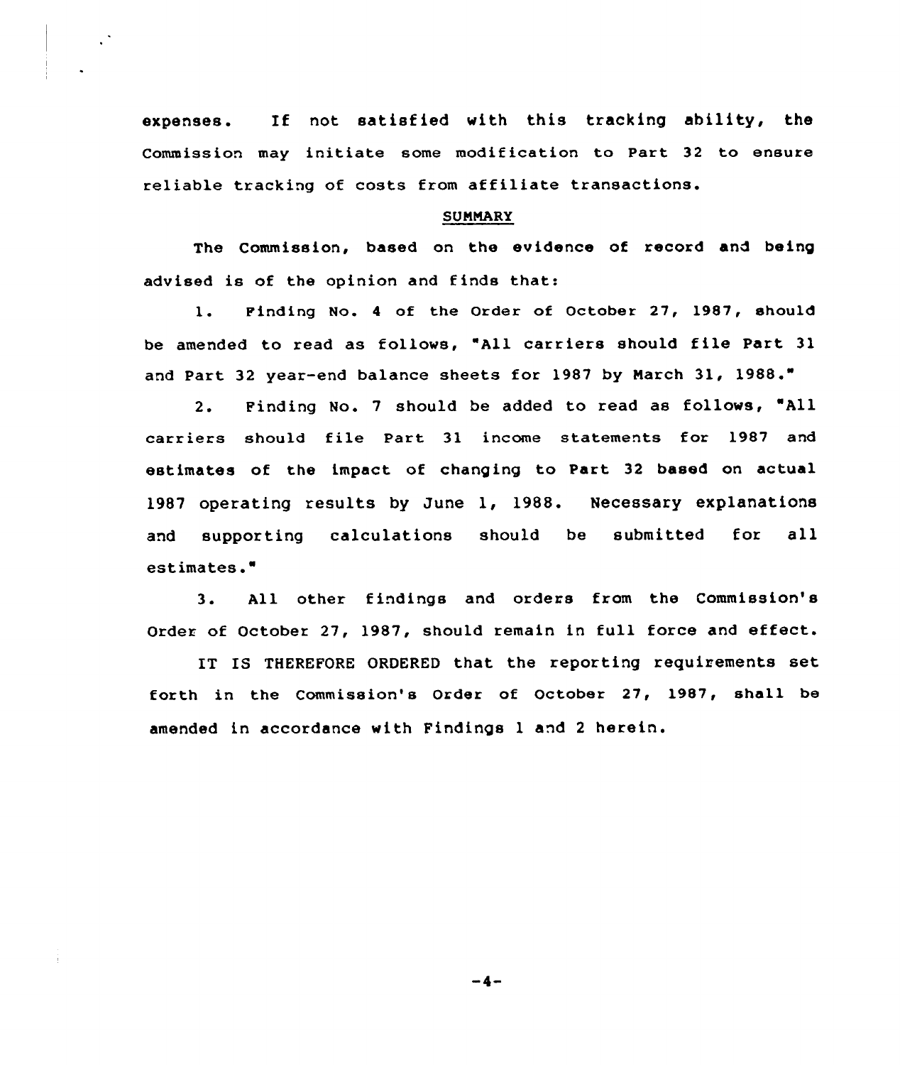expenses. If not satisfied with this tracking ability, the Commission may initiate some modification to Part 32 to ensure reliable tracking of costs from affiliate transactions.

## SUMMARY

The Commission, based on the evidence of record and being advised is of the opinion and finds that:

1. Finding No. 4 of the Order of October 27, 1987, should be amended to read as follows, "All carriers should file Part 31 and Part 32 year-end balance sheets for 1987 by March 31, 1988."

2. Finding No. 7 should be added to read as follows, "All carriers should file Part 31 income statements for 1987 and estimates of the impact of changing to Part 32 based on actual 1987 operating results by June 1, 1988. Necessary explanations and supporting calculations should be submitted for all estimates."

3. All other findings and orders from the Commission's Order of October 27, 1987, should remain in full force and effect.

IT IS THEREFORE ORDERED that the reporting requirements set forth in the Commission's Order of October 27, 1987, shall be amended in accordance with Findings 1 and 2 herein.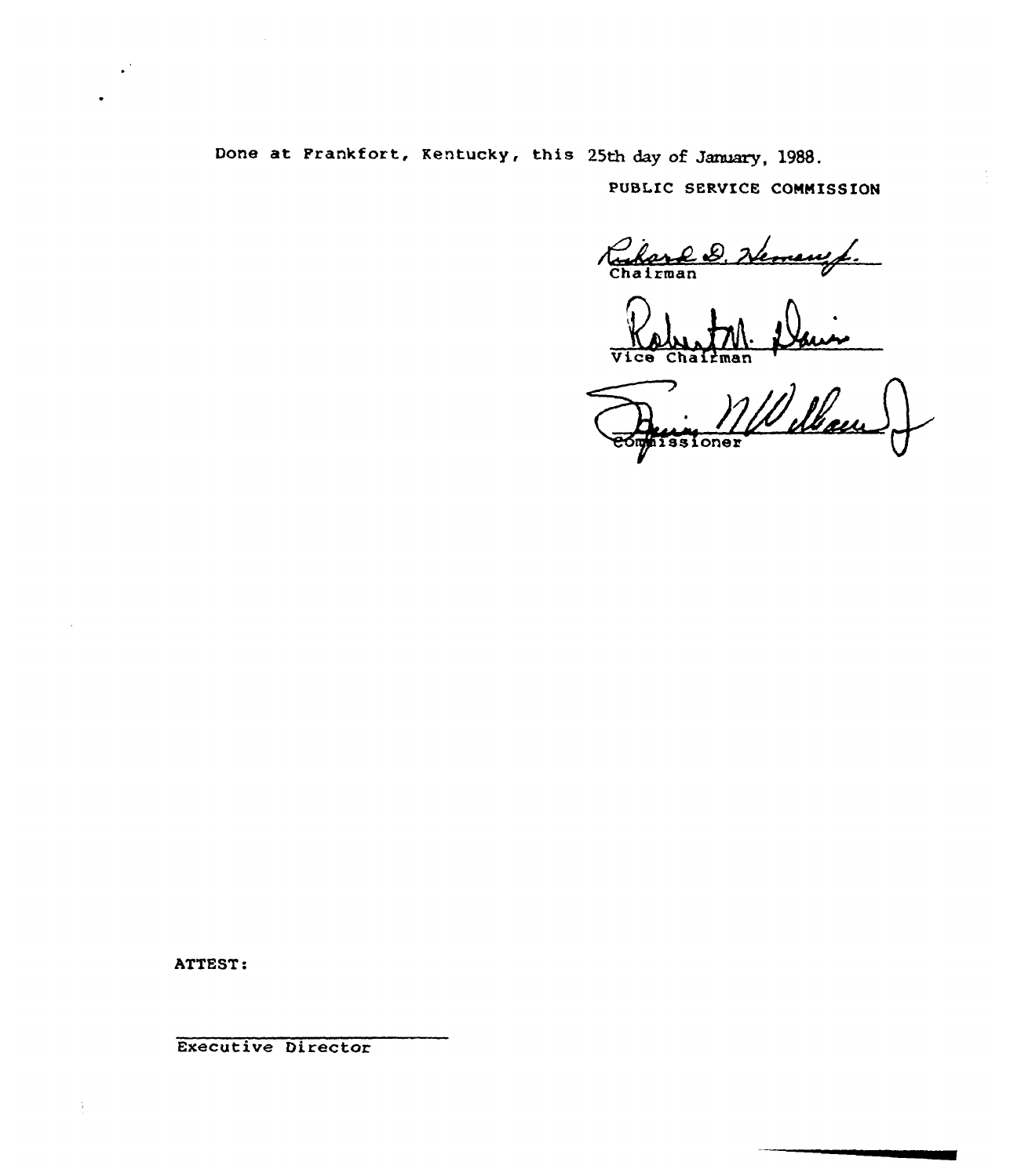Done at Frankfort, Kentucky, this 25th day of January, 1988.

PUBLIC SERVICE COMMISSION

Chairman

Vice Chairman

Commissioner

ATTEST:

Executive Director